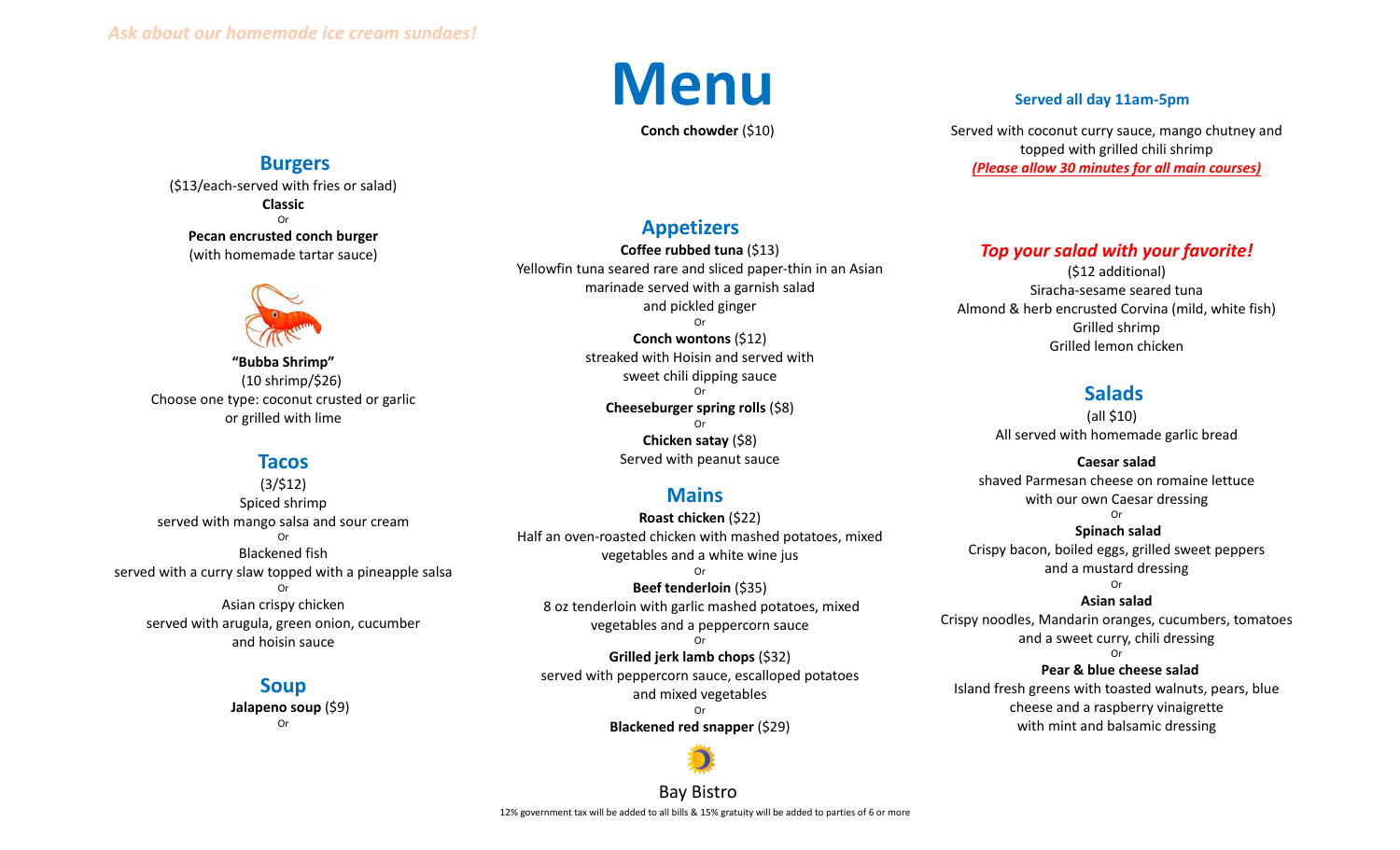*Ask about our homemade ice cream sundaes!*

# Menu

**Conch chowder** ($10)

## Burgers

($13/each-served with fries or salad)

**Classic**

Or

**Pecan encrusted conch burger**
(with homemade tartar sauce)

**"Bubba Shrimp"**
(10 shrimp/$26)
Choose one type: coconut crusted or garlic or grilled with lime

## Tacos

(3/$12)

Spiced shrimp
served with mango salsa and sour cream

Or

Blackened fish
served with a curry slaw topped with a pineapple salsa

Or

Asian crispy chicken
served with arugula, green onion, cucumber and hoisin sauce

## Soup

**Jalapeno soup** ($9)

Or

## Appetizers

**Coffee rubbed tuna** ($13)
Yellowfin tuna seared rare and sliced paper-thin in an Asian marinade served with a garnish salad and pickled ginger

Or

**Conch wontons** ($12)
streaked with Hoisin and served with sweet chili dipping sauce

Or

**Cheeseburger spring rolls** ($8)

Or

**Chicken satay** ($8)
Served with peanut sauce

## Mains

**Roast chicken** ($22)
Half an oven-roasted chicken with mashed potatoes, mixed vegetables and a white wine jus

Or

**Beef tenderloin** ($35)
8 oz tenderloin with garlic mashed potatoes, mixed vegetables and a peppercorn sauce

Or

**Grilled jerk lamb chops** ($32)
served with peppercorn sauce, escalloped potatoes and mixed vegetables

Or

**Blackened red snapper** ($29)

**Served all day 11am-5pm**

Served with coconut curry sauce, mango chutney and topped with grilled chili shrimp

***(Please allow 30 minutes for all main courses)***

### *Top your salad with your favorite!*

($12 additional)

Siracha-sesame seared tuna
Almond & herb encrusted Corvina (mild, white fish)
Grilled shrimp
Grilled lemon chicken

## Salads

(all $10)

All served with homemade garlic bread

**Caesar salad**
shaved Parmesan cheese on romaine lettuce with our own Caesar dressing

Or

**Spinach salad**
Crispy bacon, boiled eggs, grilled sweet peppers and a mustard dressing

Or

**Asian salad**
Crispy noodles, Mandarin oranges, cucumbers, tomatoes and a sweet curry, chili dressing

Or

**Pear & blue cheese salad**
Island fresh greens with toasted walnuts, pears, blue cheese and a raspberry vinaigrette with mint and balsamic dressing

Bay Bistro

12% government tax will be added to all bills & 15% gratuity will be added to parties of 6 or more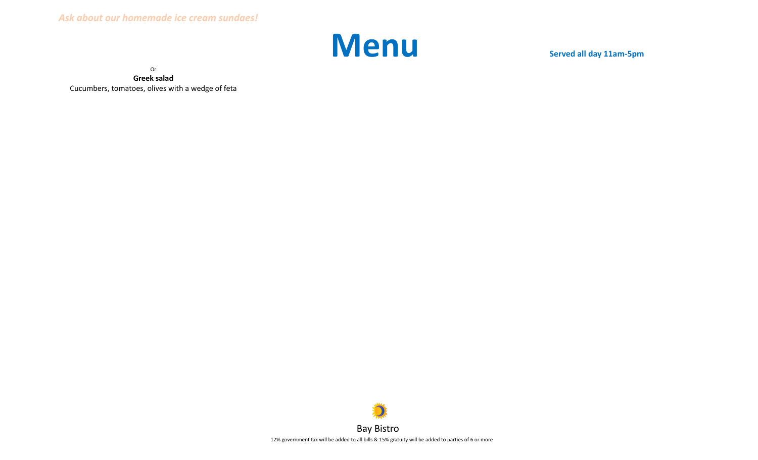*Ask about our homemade ice cream sundaes!*

# Menu

**Served all day 11am-5pm**

Or

**Greek salad**

Cucumbers, tomatoes, olives with a wedge of feta

Bay Bistro

12% government tax will be added to all bills & 15% gratuity will be added to parties of 6 or more